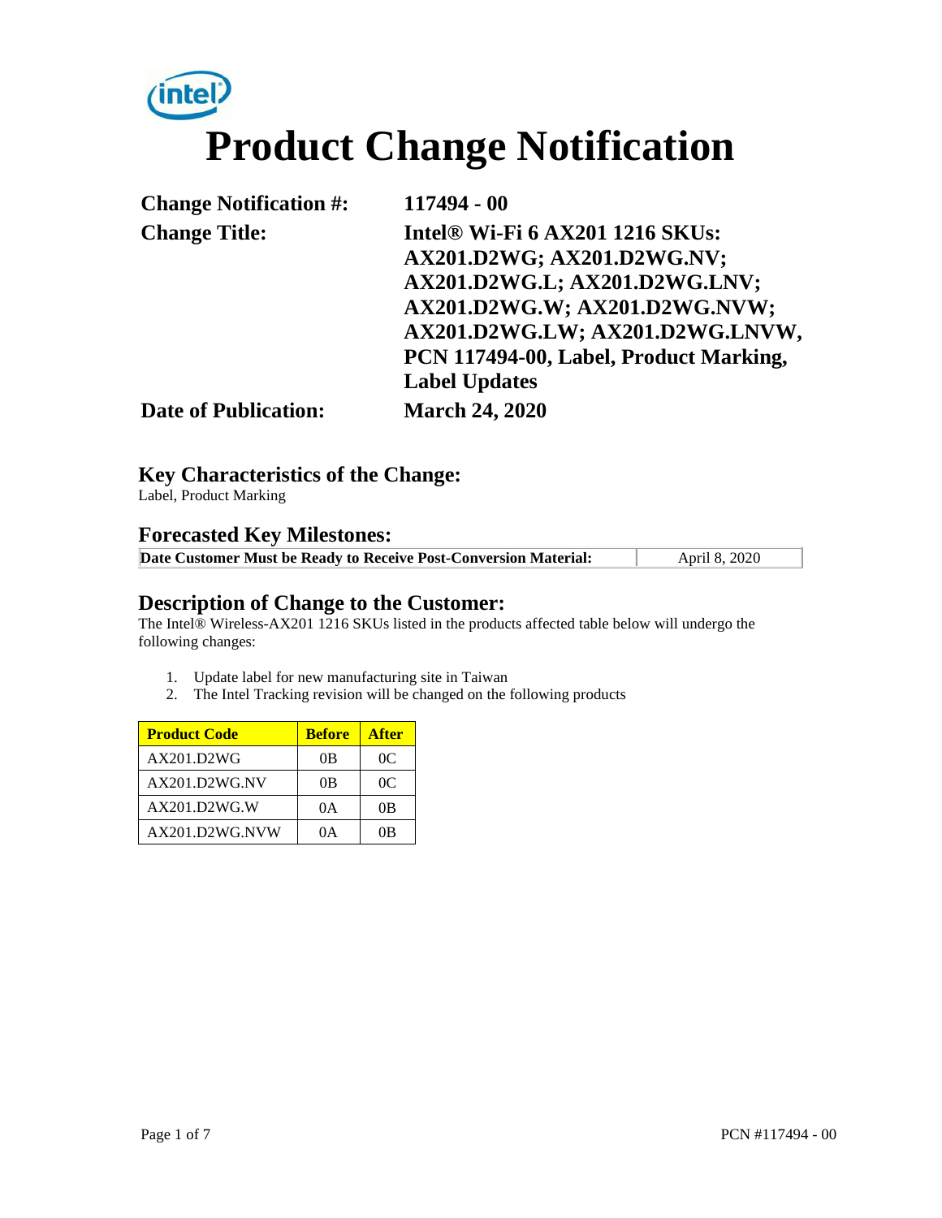# Product Change Notification

| | |
|---|---|
| **Change Notification #:** | **117494 - 00** |
| **Change Title:** | **Intel® Wi-Fi 6 AX201 1216 SKUs: AX201.D2WG; AX201.D2WG.NV; AX201.D2WG.L; AX201.D2WG.LNV; AX201.D2WG.W; AX201.D2WG.NVW; AX201.D2WG.LW; AX201.D2WG.LNVW, PCN 117494-00, Label, Product Marking, Label Updates** |
| **Date of Publication:** | **March 24, 2020** |

## Key Characteristics of the Change:

Label, Product Marking

## Forecasted Key Milestones:

| | |
|---|---|
| **Date Customer Must be Ready to Receive Post-Conversion Material:** | April 8, 2020 |

## Description of Change to the Customer:

The Intel® Wireless-AX201 1216 SKUs listed in the products affected table below will undergo the following changes:

1. Update label for new manufacturing site in Taiwan
2. The Intel Tracking revision will be changed on the following products

| Product Code | Before | After |
|---|---|---|
| AX201.D2WG | 0B | 0C |
| AX201.D2WG.NV | 0B | 0C |
| AX201.D2WG.W | 0A | 0B |
| AX201.D2WG.NVW | 0A | 0B |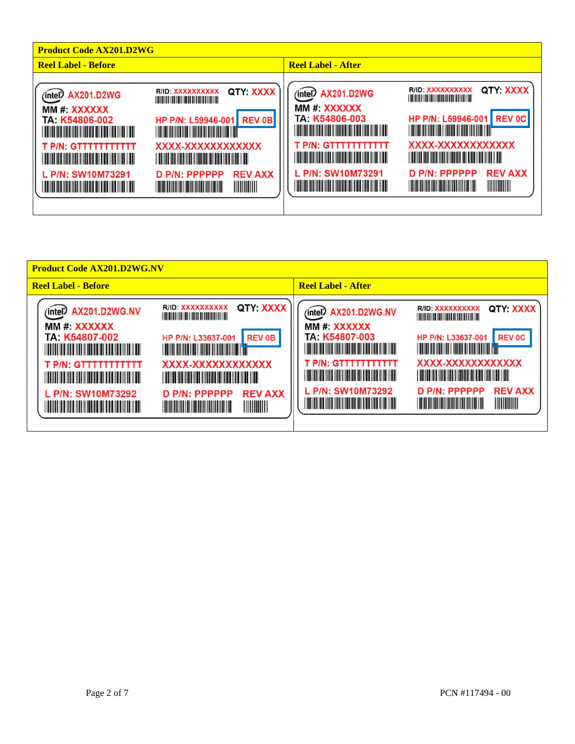| Product Code AX201.D2WG | |
|---|---|
| **Reel Label - Before** | **Reel Label - After** |
| intel AX201.D2WG<br>MM #: XXXXXX<br>TA: K54806-002<br>T P/N: GTTTTTTTTTTT<br>L P/N: SW10M73291<br>R/ID: XXXXXXXXXX QTY: XXXX<br>HP P/N: L59946-001 REV 0B<br>XXXX-XXXXXXXXXXX<br>D P/N: PPPPPP REV AXX | intel AX201.D2WG<br>MM #: XXXXXX<br>TA: K54806-003<br>T P/N: GTTTTTTTTTTT<br>L P/N: SW10M73291<br>R/ID: XXXXXXXXXX QTY: XXXX<br>HP P/N: L59946-001 REV 0C<br>XXXX-XXXXXXXXXXX<br>D P/N: PPPPPP REV AXX |

| Product Code AX201.D2WG.NV | |
|---|---|
| **Reel Label - Before** | **Reel Label - After** |
| intel AX201.D2WG.NV<br>MM #: XXXXXX<br>TA: K54807-002<br>T P/N: GTTTTTTTTTTT<br>L P/N: SW10M73292<br>R/ID: XXXXXXXXXX QTY: XXXX<br>HP P/N: L33637-001 REV 0B<br>XXXX-XXXXXXXXXXX<br>D P/N: PPPPPP REV AXX | intel AX201.D2WG.NV<br>MM #: XXXXXX<br>TA: K54807-003<br>T P/N: GTTTTTTTTTTT<br>L P/N: SW10M73292<br>R/ID: XXXXXXXXXX QTY: XXXX<br>HP P/N: L33637-001 REV 0C<br>XXXX-XXXXXXXXXXX<br>D P/N: PPPPPP REV AXX |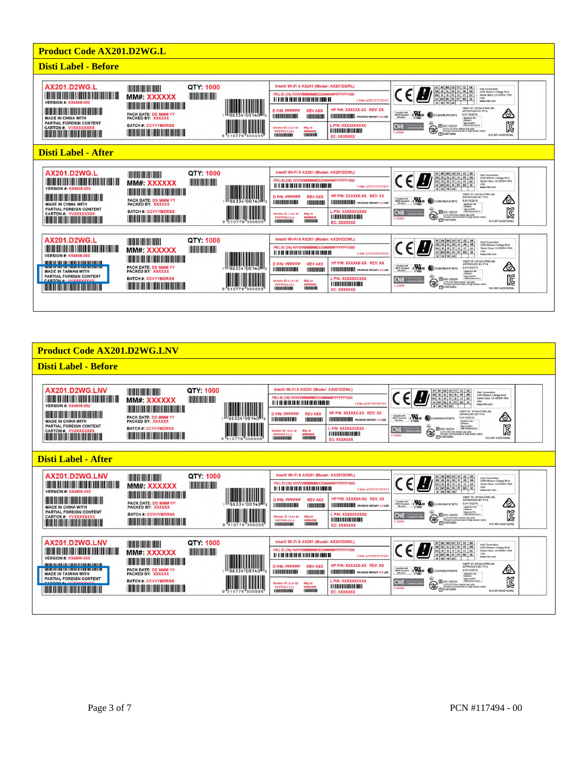## Product Code AX201.D2WG.L

### Disti Label - Before

AX201.D2WG.L
VERSION #: K54808-002
MADE IN CHINA WITH
PARTIAL FOREIGN CONTENT
CARTON #: VVXXXXXXXXX
MM#: XXXXXX
QTY: 1000
PACK DATE: DD MMM YY
PACKED BY: XXXXXX
BATCH #: CCVVYMDRSS

Intel® Wi-Fi 6 AX201 (Model: AX201D2WL)
PKG ID (3S) VVVVMMMMMDDD######PPPPPP1000
T P/N: GTTTTTTTTTTT
D P/N: PPPPPP REV AXX
HP P/N: XXXXXX-XX REV: XX
PACKAGE WEIGHT: X.X LBS
L P/N: XXXXXXXXXX
EC: XXXXXXX

### Disti Label - After

AX201.D2WG.L
VERSION #: K54808-003
MADE IN CHINA WITH
PARTIAL FOREIGN CONTENT
CARTON #: VVXXXXXXXXX
MM#: XXXXXX
QTY: 1000
PACK DATE: DD MMM YY
PACKED BY: XXXXXX
BATCH #: CCVVYMDRSS

AX201.D2WG.L
VERSION #: K54808-003
MADE IN TAIWAN WITH
PARTIAL FOREIGN CONTENT
CARTON #: VVXXXXXXXXX
MM#: XXXXXX
QTY: 1000
PACK DATE: DD MMM YY
PACKED BY: XXXXXX
BATCH #: CCVVYMDRSS

## Product Code AX201.D2WG.LNV

### Disti Label - Before

AX201.D2WG.LNV
VERSION #: K54809-002
MADE IN CHINA WITH
PARTIAL FOREIGN CONTENT
CARTON #: VVXXXXXXXXX
MM#: XXXXXX
QTY: 1000
PACK DATE: DD MMM YY
PACKED BY: XXXXXX
BATCH #: CCVVYMDRSS

### Disti Label - After

AX201.D2WG.LNV
VERSION #: K54809-003
MADE IN CHINA WITH
PARTIAL FOREIGN CONTENT
CARTON #: VVXXXXXXXXX
MM#: XXXXXX
QTY: 1000
PACK DATE: DD MMM YY
PACKED BY: XXXXXX
BATCH #: CCVVYMDRSS

AX201.D2WG.LNV
VERSION #: K54809-003
MADE IN TAIWAN WITH
PARTIAL FOREIGN CONTENT
CARTON #: VVXXXXXXXXX
MM#: XXXXXX
QTY: 1000
PACK DATE: DD MMM YY
PACKED BY: XXXXXX
BATCH #: CCVVYMDRSS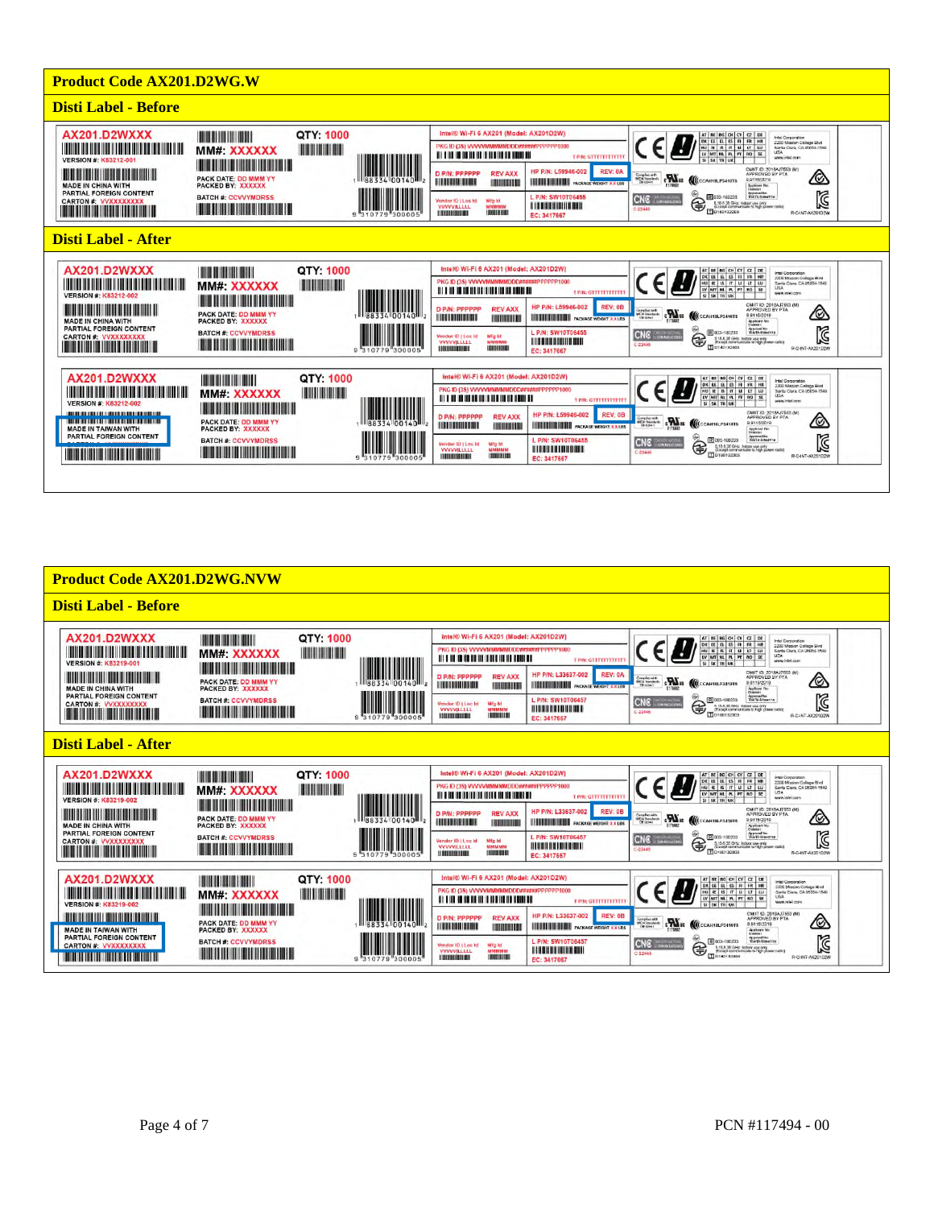## Product Code AX201.D2WG.W

### Disti Label - Before

AX201.D2WXXX
VERSION #: K83212-001
MADE IN CHINA WITH PARTIAL FOREIGN CONTENT
CARTON #: VVXXXXXXXXX
MM#: XXXXXX
QTY: 1000
PACK DATE: DD MMM YY
PACKED BY: XXXXXX
BATCH #: CCVVYMDRSS

Intel® Wi-Fi 6 AX201 (Model: AX201D2W)
PKG ID (3S) VVVVVMMMMMDDD#####PPPPP1000
D P/N: PPPPPP
REV AXX
HP P/N: L59946-002
REV: 0A
L P/N: SW10T06455
EC: 3417667

### Disti Label - After

AX201.D2WXXX
VERSION #: K83212-002
MADE IN CHINA WITH PARTIAL FOREIGN CONTENT
CARTON #: VVXXXXXXXXX
MM#: XXXXXX
QTY: 1000
PACK DATE: DD MMM YY
PACKED BY: XXXXXX
BATCH #: CCVVYMDRSS

Intel® Wi-Fi 6 AX201 (Model: AX201D2W)
PKG ID (3S) VVVVVMMMMMDDD#####PPPPP1000
D P/N: PPPPPP
REV AXX
HP P/N: L59946-002
REV: 0B
L P/N: SW10T06455
EC: 3417667

AX201.D2WXXX
VERSION #: K83212-002
MADE IN TAIWAN WITH PARTIAL FOREIGN CONTENT
MM#: XXXXXX
QTY: 1000
PACK DATE: DD MMM YY
PACKED BY: XXXXXX
BATCH #: CCVVYMDRSS

Intel® Wi-Fi 6 AX201 (Model: AX201D2W)
PKG ID (3S) VVVVVMMMMMDDD#####PPPPP1000
D P/N: PPPPPP
REV AXX
HP P/N: L59946-002
REV: 0B
L P/N: SW10T06455
EC: 3417667

## Product Code AX201.D2WG.NVW

### Disti Label - Before

AX201.D2WXXX
VERSION #: K83219-001
MADE IN CHINA WITH PARTIAL FOREIGN CONTENT
CARTON #: VVXXXXXXXXX
MM#: XXXXXX
QTY: 1000
PACK DATE: DD MMM YY
PACKED BY: XXXXXX
BATCH #: CCVVYMDRSS

Intel® Wi-Fi 6 AX201 (Model: AX201D2W)
PKG ID (3S) VVVVVMMMMMDDD#####PPPPP1000
D P/N: PPPPPP
REV AXX
HP P/N: L33637-002
REV: 0A
L P/N: SW10T06457
EC: 3417667

### Disti Label - After

AX201.D2WXXX
VERSION #: K83219-002
MADE IN CHINA WITH PARTIAL FOREIGN CONTENT
CARTON #: VVXXXXXXXXX
MM#: XXXXXX
QTY: 1000
PACK DATE: DD MMM YY
PACKED BY: XXXXXX
BATCH #: CCVVYMDRSS

Intel® Wi-Fi 6 AX201 (Model: AX201D2W)
PKG ID (3S) VVVVVMMMMMDDD#####PPPPP1000
D P/N: PPPPPP
REV AXX
HP P/N: L33637-002
REV: 0B
L P/N: SW10T06457
EC: 3417667

AX201.D2WXXX
VERSION #: K83219-002
MADE IN TAIWAN WITH PARTIAL FOREIGN CONTENT
CARTON #: VVXXXXXXXXX
MM#: XXXXXX
QTY: 1000
PACK DATE: DD MMM YY
PACKED BY: XXXXXX
BATCH #: CCVVYMDRSS

Intel® Wi-Fi 6 AX201 (Model: AX201D2W)
PKG ID (3S) VVVVVMMMMMDDD#####PPPPP1000
D P/N: PPPPPP
REV AXX
HP P/N: L33637-002
REV: 0B
L P/N: SW10T06457
EC: 3417667

PCN #117494 - 00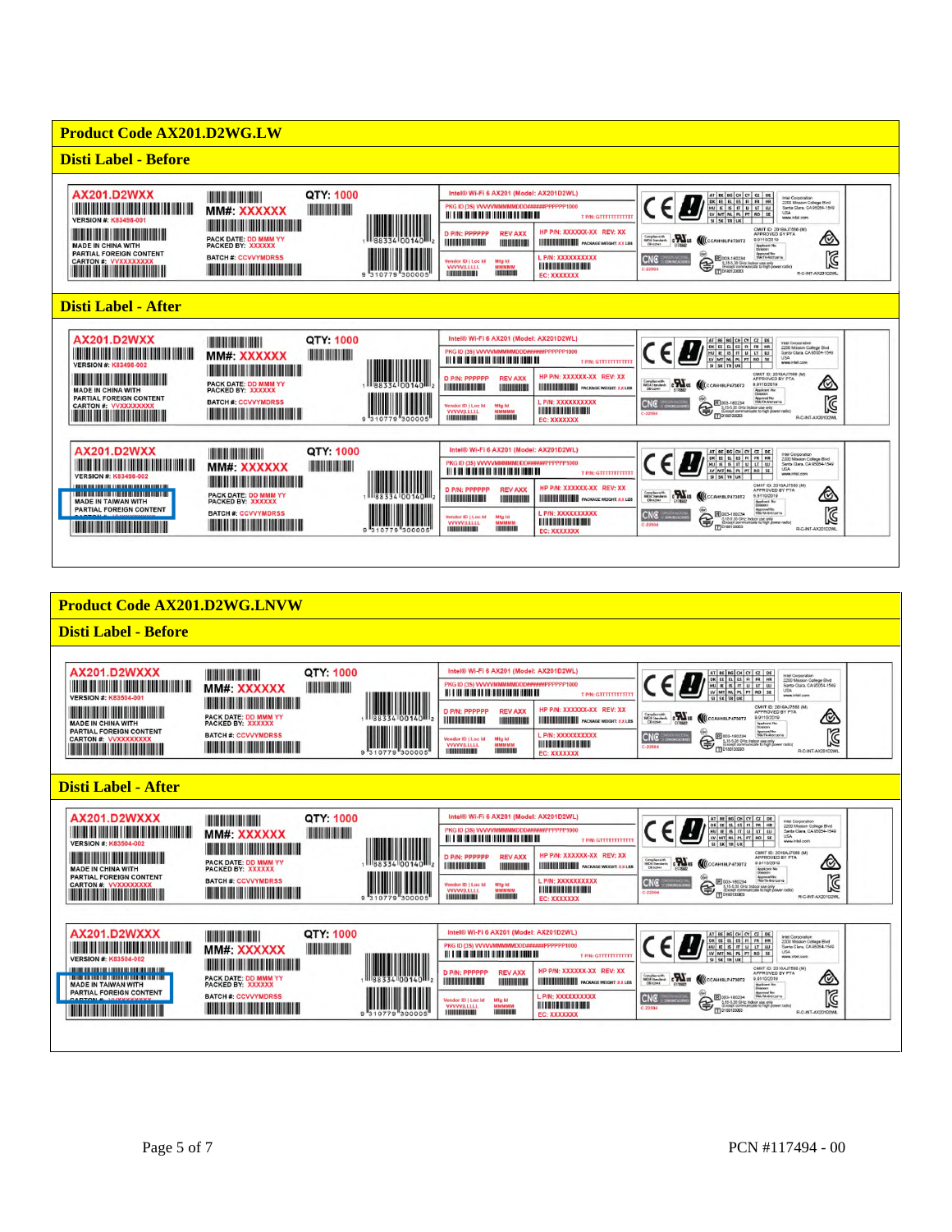## Product Code AX201.D2WG.LW

### Disti Label - Before

AX201.D2WXX
VERSION #: K83498-001
MADE IN CHINA WITH
PARTIAL FOREIGN CONTENT
CARTON #: VVXXXXXXXXX
MM#: XXXXXX
PACK DATE: DD MMM YY
PACKED BY: XXXXXX
BATCH #: CCVVYMDRSS
QTY: 1000

Intel® Wi-Fi 6 AX201 (Model: AX201D2WL)

### Disti Label - After

AX201.D2WXX
VERSION #: K83498-002
MADE IN CHINA WITH
PARTIAL FOREIGN CONTENT
CARTON #: VVXXXXXXXXX
MM#: XXXXXX
PACK DATE: DD MMM YY
PACKED BY: XXXXXX
BATCH #: CCVVYMDRSS
QTY: 1000

Intel® Wi-Fi 6 AX201 (Model: AX201D2WL)

AX201.D2WXX
VERSION #: K83498-002
MADE IN TAIWAN WITH
PARTIAL FOREIGN CONTENT
MM#: XXXXXX
PACK DATE: DD MMM YY
PACKED BY: XXXXXX
BATCH #: CCVVYMDRSS
QTY: 1000

Intel® Wi-Fi 6 AX201 (Model: AX201D2WL)

## Product Code AX201.D2WG.LNVW

### Disti Label - Before

AX201.D2WXXX
VERSION #: K83504-001
MADE IN CHINA WITH
PARTIAL FOREIGN CONTENT
CARTON #: VVXXXXXXXXX
MM#: XXXXXX
PACK DATE: DD MMM YY
PACKED BY: XXXXXX
BATCH #: CCVVYMDRSS
QTY: 1000

Intel® Wi-Fi 6 AX201 (Model: AX201D2WL)

### Disti Label - After

AX201.D2WXXX
VERSION #: K83504-002
MADE IN CHINA WITH
PARTIAL FOREIGN CONTENT
CARTON #: VVXXXXXXXXX
MM#: XXXXXX
PACK DATE: DD MMM YY
PACKED BY: XXXXXX
BATCH #: CCVVYMDRSS
QTY: 1000

Intel® Wi-Fi 6 AX201 (Model: AX201D2WL)

AX201.D2WXXX
VERSION #: K83504-002
MADE IN TAIWAN WITH
PARTIAL FOREIGN CONTENT
MM#: XXXXXX
PACK DATE: DD MMM YY
PACKED BY: XXXXXX
BATCH #: CCVVYMDRSS
QTY: 1000

Intel® Wi-Fi 6 AX201 (Model: AX201D2WL)

PCN #117494 - 00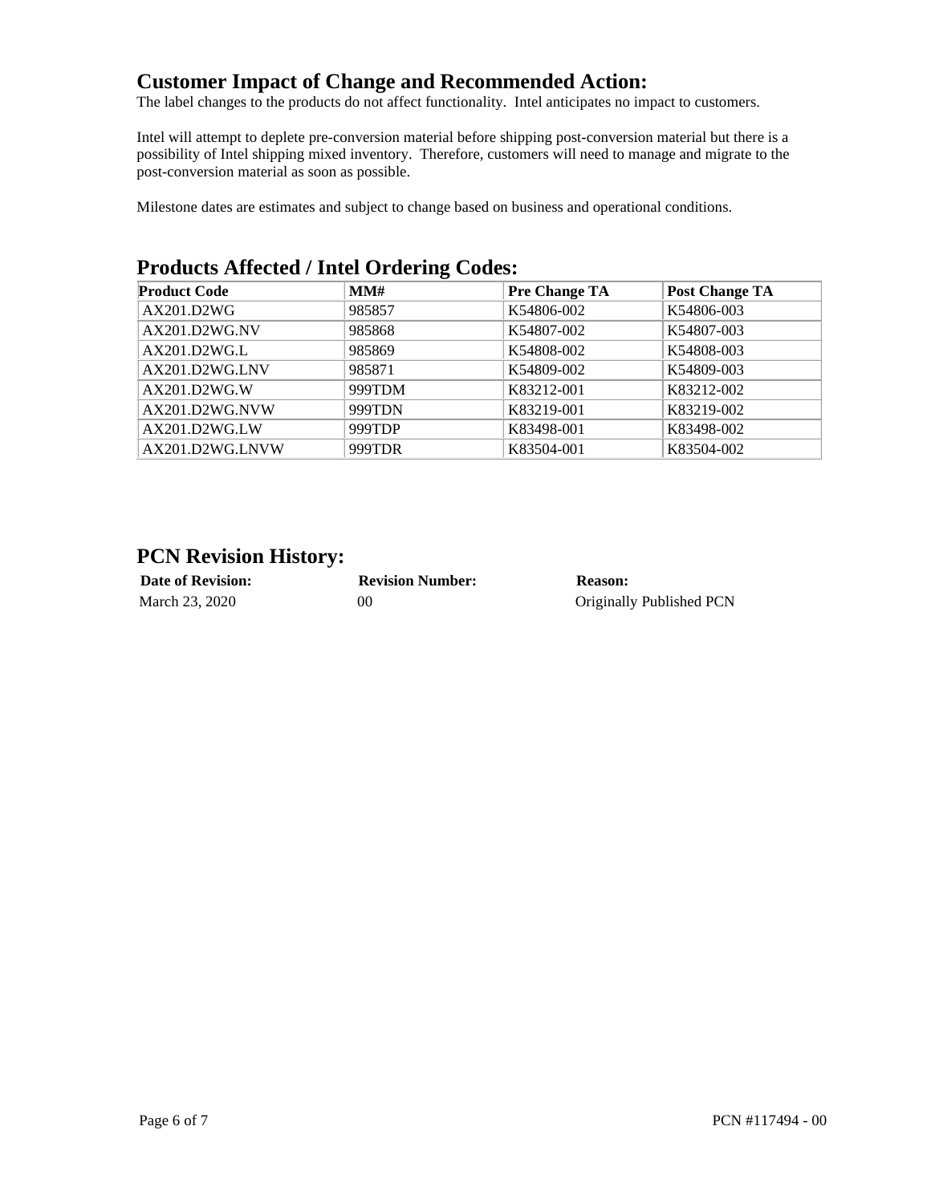## Customer Impact of Change and Recommended Action:

The label changes to the products do not affect functionality. Intel anticipates no impact to customers.

Intel will attempt to deplete pre-conversion material before shipping post-conversion material but there is a possibility of Intel shipping mixed inventory. Therefore, customers will need to manage and migrate to the post-conversion material as soon as possible.

Milestone dates are estimates and subject to change based on business and operational conditions.

## Products Affected / Intel Ordering Codes:

| Product Code | MM# | Pre Change TA | Post Change TA |
|---|---|---|---|
| AX201.D2WG | 985857 | K54806-002 | K54806-003 |
| AX201.D2WG.NV | 985868 | K54807-002 | K54807-003 |
| AX201.D2WG.L | 985869 | K54808-002 | K54808-003 |
| AX201.D2WG.LNV | 985871 | K54809-002 | K54809-003 |
| AX201.D2WG.W | 999TDM | K83212-001 | K83212-002 |
| AX201.D2WG.NVW | 999TDN | K83219-001 | K83219-002 |
| AX201.D2WG.LW | 999TDP | K83498-001 | K83498-002 |
| AX201.D2WG.LNVW | 999TDR | K83504-001 | K83504-002 |

## PCN Revision History:

| Date of Revision: | Revision Number: | Reason: |
|---|---|---|
| March 23, 2020 | 00 | Originally Published PCN |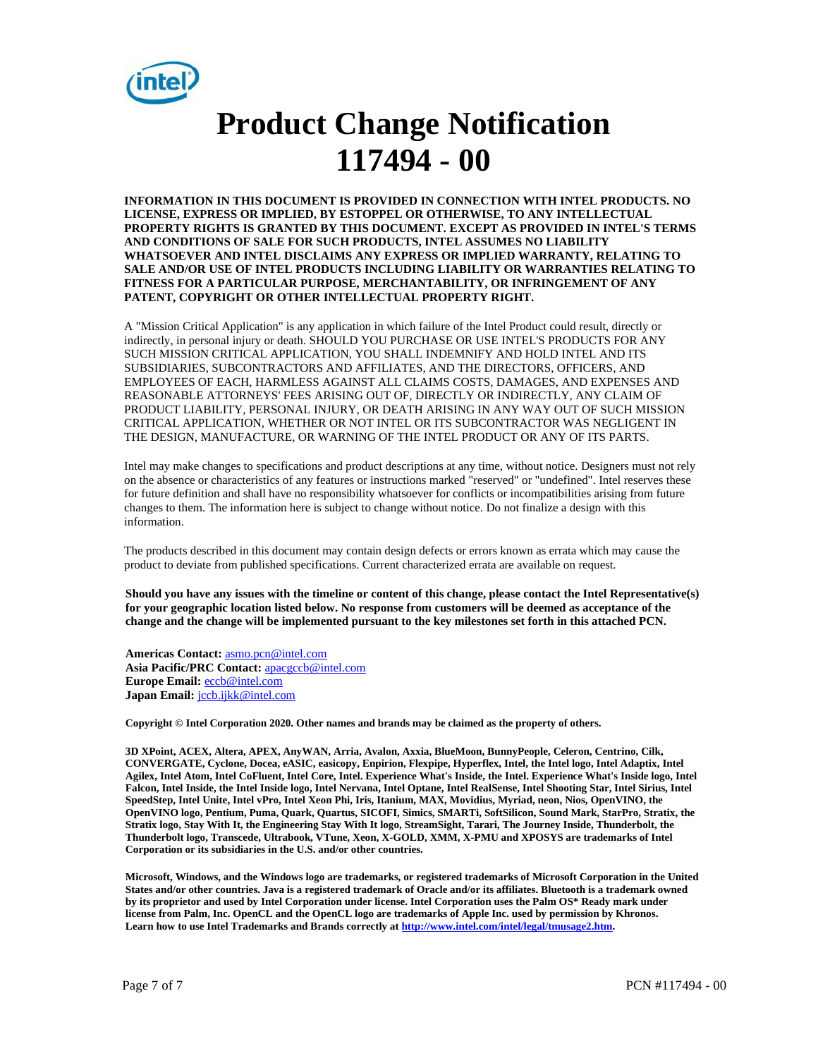# Product Change Notification 117494 - 00

**INFORMATION IN THIS DOCUMENT IS PROVIDED IN CONNECTION WITH INTEL PRODUCTS. NO LICENSE, EXPRESS OR IMPLIED, BY ESTOPPEL OR OTHERWISE, TO ANY INTELLECTUAL PROPERTY RIGHTS IS GRANTED BY THIS DOCUMENT. EXCEPT AS PROVIDED IN INTEL'S TERMS AND CONDITIONS OF SALE FOR SUCH PRODUCTS, INTEL ASSUMES NO LIABILITY WHATSOEVER AND INTEL DISCLAIMS ANY EXPRESS OR IMPLIED WARRANTY, RELATING TO SALE AND/OR USE OF INTEL PRODUCTS INCLUDING LIABILITY OR WARRANTIES RELATING TO FITNESS FOR A PARTICULAR PURPOSE, MERCHANTABILITY, OR INFRINGEMENT OF ANY PATENT, COPYRIGHT OR OTHER INTELLECTUAL PROPERTY RIGHT.**

A "Mission Critical Application" is any application in which failure of the Intel Product could result, directly or indirectly, in personal injury or death. SHOULD YOU PURCHASE OR USE INTEL'S PRODUCTS FOR ANY SUCH MISSION CRITICAL APPLICATION, YOU SHALL INDEMNIFY AND HOLD INTEL AND ITS SUBSIDIARIES, SUBCONTRACTORS AND AFFILIATES, AND THE DIRECTORS, OFFICERS, AND EMPLOYEES OF EACH, HARMLESS AGAINST ALL CLAIMS COSTS, DAMAGES, AND EXPENSES AND REASONABLE ATTORNEYS' FEES ARISING OUT OF, DIRECTLY OR INDIRECTLY, ANY CLAIM OF PRODUCT LIABILITY, PERSONAL INJURY, OR DEATH ARISING IN ANY WAY OUT OF SUCH MISSION CRITICAL APPLICATION, WHETHER OR NOT INTEL OR ITS SUBCONTRACTOR WAS NEGLIGENT IN THE DESIGN, MANUFACTURE, OR WARNING OF THE INTEL PRODUCT OR ANY OF ITS PARTS.

Intel may make changes to specifications and product descriptions at any time, without notice. Designers must not rely on the absence or characteristics of any features or instructions marked "reserved" or "undefined". Intel reserves these for future definition and shall have no responsibility whatsoever for conflicts or incompatibilities arising from future changes to them. The information here is subject to change without notice. Do not finalize a design with this information.

The products described in this document may contain design defects or errors known as errata which may cause the product to deviate from published specifications. Current characterized errata are available on request.

**Should you have any issues with the timeline or content of this change, please contact the Intel Representative(s) for your geographic location listed below. No response from customers will be deemed as acceptance of the change and the change will be implemented pursuant to the key milestones set forth in this attached PCN.**

**Americas Contact:** asmo.pcn@intel.com
**Asia Pacific/PRC Contact:** apacgccb@intel.com
**Europe Email:** eccb@intel.com
**Japan Email:** jccb.ijkk@intel.com

**Copyright © Intel Corporation 2020. Other names and brands may be claimed as the property of others.**

**3D XPoint, ACEX, Altera, APEX, AnyWAN, Arria, Avalon, Axxia, BlueMoon, BunnyPeople, Celeron, Centrino, Cilk, CONVERGATE, Cyclone, Docea, eASIC, easicopy, Enpirion, Flexpipe, Hyperflex, Intel, the Intel logo, Intel Adaptix, Intel Agilex, Intel Atom, Intel CoFluent, Intel Core, Intel. Experience What's Inside, the Intel. Experience What's Inside logo, Intel Falcon, Intel Inside, the Intel Inside logo, Intel Nervana, Intel Optane, Intel RealSense, Intel Shooting Star, Intel Sirius, Intel SpeedStep, Intel Unite, Intel vPro, Intel Xeon Phi, Iris, Itanium, MAX, Movidius, Myriad, neon, Nios, OpenVINO, the OpenVINO logo, Pentium, Puma, Quark, Quartus, SICOFI, Simics, SMARTi, SoftSilicon, Sound Mark, StarPro, Stratix, the Stratix logo, Stay With It, the Engineering Stay With It logo, StreamSight, Tarari, The Journey Inside, Thunderbolt, the Thunderbolt logo, Transcede, Ultrabook, VTune, Xeon, X-GOLD, XMM, X-PMU and XPOSYS are trademarks of Intel Corporation or its subsidiaries in the U.S. and/or other countries.**

**Microsoft, Windows, and the Windows logo are trademarks, or registered trademarks of Microsoft Corporation in the United States and/or other countries. Java is a registered trademark of Oracle and/or its affiliates. Bluetooth is a trademark owned by its proprietor and used by Intel Corporation under license. Intel Corporation uses the Palm OS* Ready mark under license from Palm, Inc. OpenCL and the OpenCL logo are trademarks of Apple Inc. used by permission by Khronos. Learn how to use Intel Trademarks and Brands correctly at http://www.intel.com/intel/legal/tmusage2.htm.**